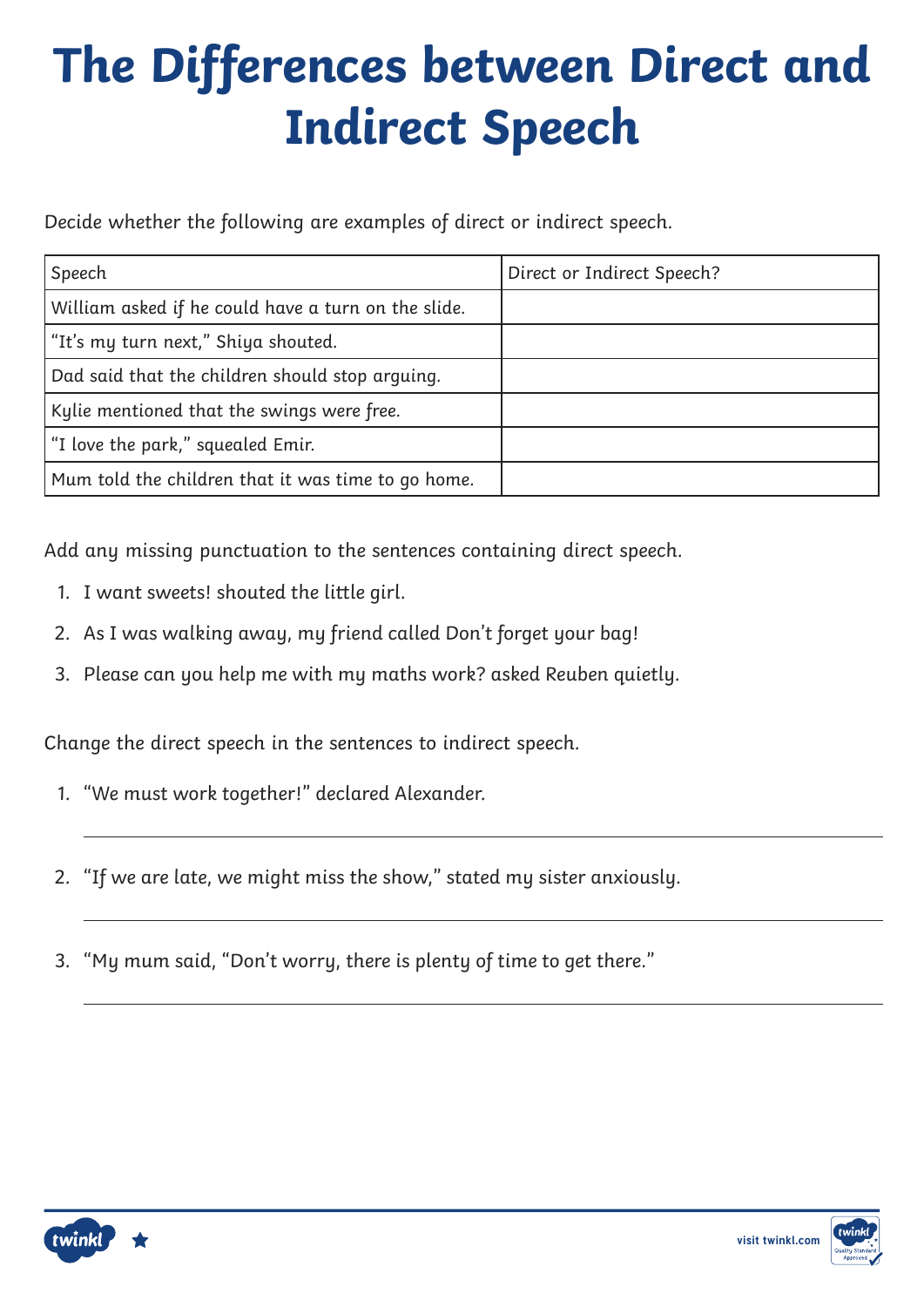# The Differences between Direct and Indirect Speech

Decide whether the following are examples of direct or indirect speech.

| Speech | Direct or Indirect Speech? |
| --- | --- |
| William asked if he could have a turn on the slide. | |
| "It's my turn next," Shiya shouted. | |
| Dad said that the children should stop arguing. | |
| Kylie mentioned that the swings were free. | |
| "I love the park," squealed Emir. | |
| Mum told the children that it was time to go home. | |

Add any missing punctuation to the sentences containing direct speech.

1. I want sweets! shouted the little girl.
2. As I was walking away, my friend called Don't forget your bag!
3. Please can you help me with my maths work? asked Reuben quietly.

Change the direct speech in the sentences to indirect speech.

1. "We must work together!" declared Alexander.

   ______________________________________________

2. "If we are late, we might miss the show," stated my sister anxiously.

   ______________________________________________

3. "My mum said, "Don't worry, there is plenty of time to get there."

   ______________________________________________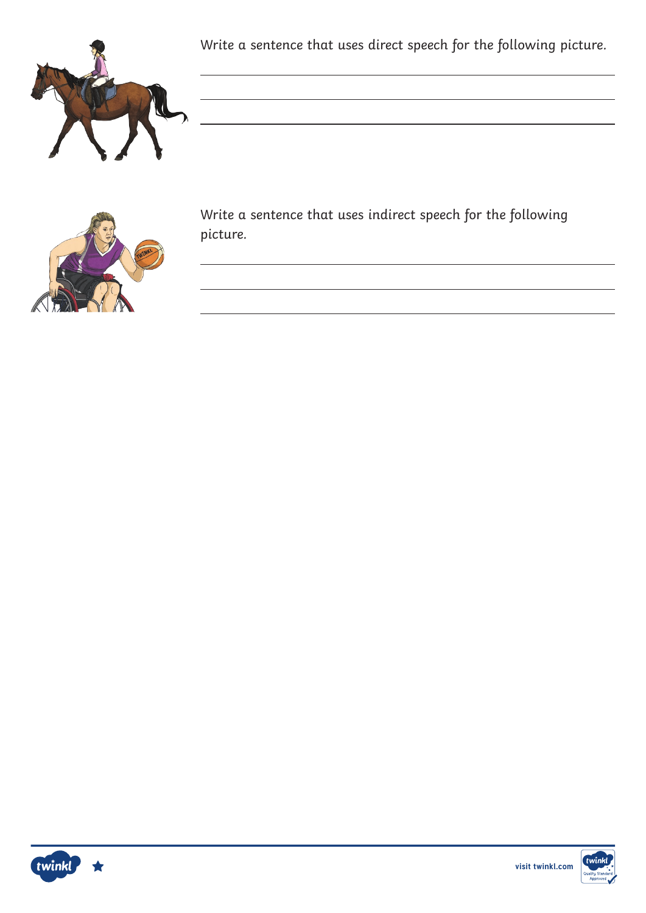Write a sentence that uses direct speech for the following picture.

Write a sentence that uses indirect speech for the following picture.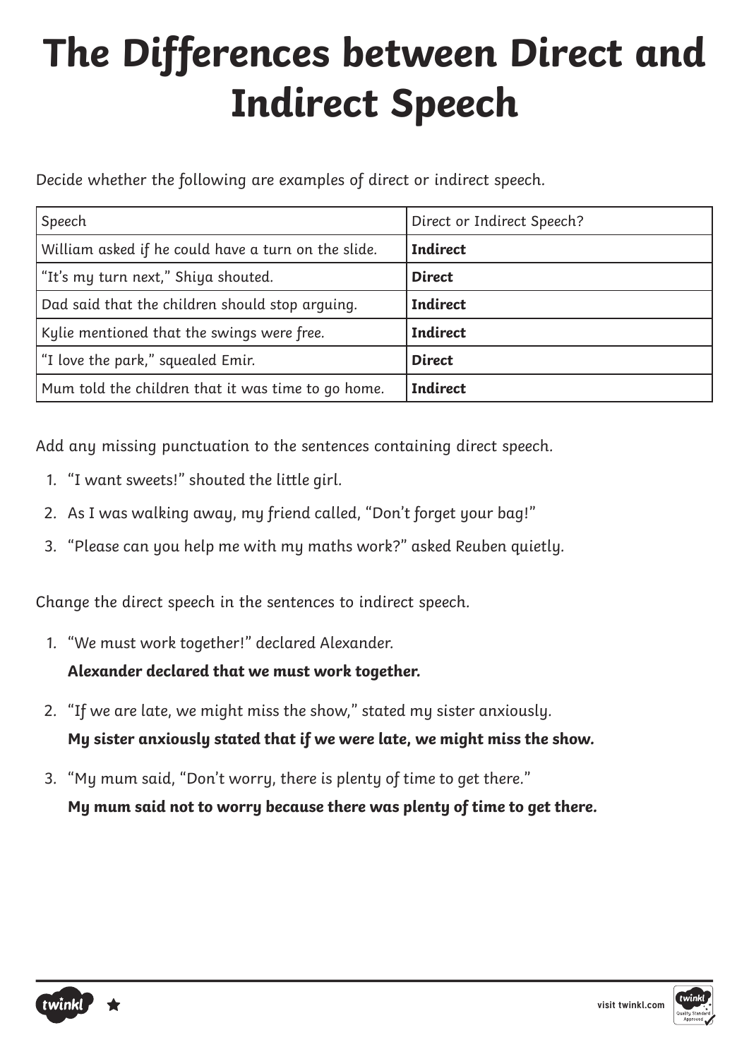# The Differences between Direct and Indirect Speech

Decide whether the following are examples of direct or indirect speech.

| Speech | Direct or Indirect Speech? |
| --- | --- |
| William asked if he could have a turn on the slide. | **Indirect** |
| “It’s my turn next,” Shiya shouted. | **Direct** |
| Dad said that the children should stop arguing. | **Indirect** |
| Kylie mentioned that the swings were free. | **Indirect** |
| “I love the park,” squealed Emir. | **Direct** |
| Mum told the children that it was time to go home. | **Indirect** |

Add any missing punctuation to the sentences containing direct speech.

1. “I want sweets!” shouted the little girl.
2. As I was walking away, my friend called, “Don’t forget your bag!”
3. “Please can you help me with my maths work?” asked Reuben quietly.

Change the direct speech in the sentences to indirect speech.

1. “We must work together!” declared Alexander.
   **Alexander declared that we must work together.**
2. “If we are late, we might miss the show,” stated my sister anxiously.
   **My sister anxiously stated that if we were late, we might miss the show.**
3. “My mum said, “Don’t worry, there is plenty of time to get there.”
   **My mum said not to worry because there was plenty of time to get there.**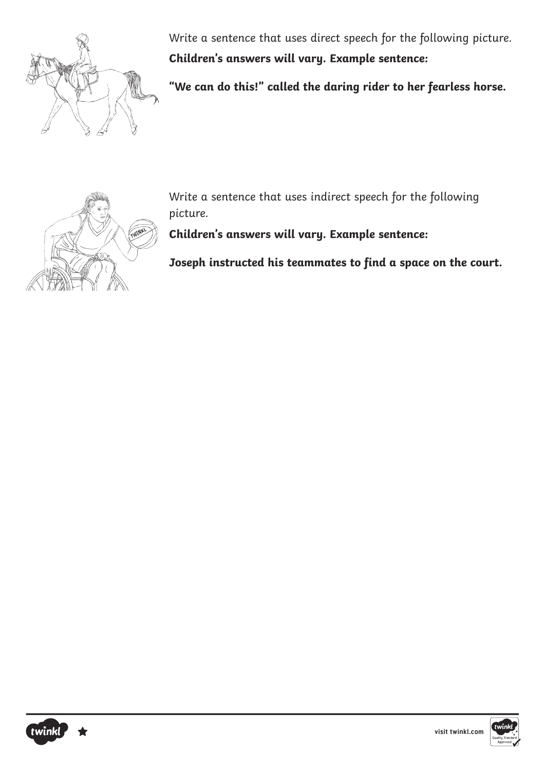Write a sentence that uses direct speech for the following picture.

**Children's answers will vary. Example sentence:**

**"We can do this!" called the daring rider to her fearless horse.**

Write a sentence that uses indirect speech for the following picture.

**Children's answers will vary. Example sentence:**

**Joseph instructed his teammates to find a space on the court.**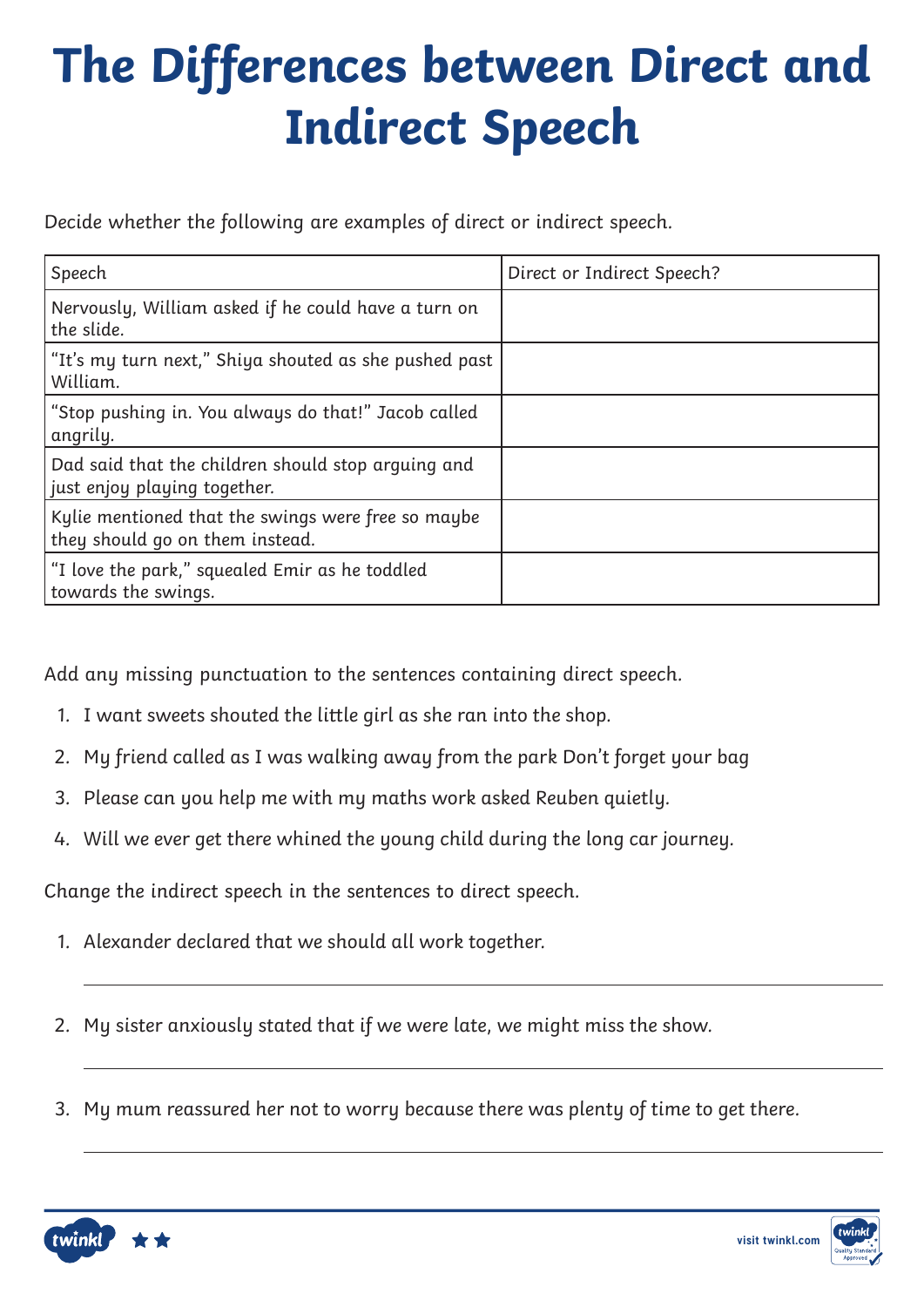# The Differences between Direct and Indirect Speech

Decide whether the following are examples of direct or indirect speech.

| Speech | Direct or Indirect Speech? |
| --- | --- |
| Nervously, William asked if he could have a turn on the slide. | |
| "It's my turn next," Shiya shouted as she pushed past William. | |
| "Stop pushing in. You always do that!" Jacob called angrily. | |
| Dad said that the children should stop arguing and just enjoy playing together. | |
| Kylie mentioned that the swings were free so maybe they should go on them instead. | |
| "I love the park," squealed Emir as he toddled towards the swings. | |

Add any missing punctuation to the sentences containing direct speech.

1. I want sweets shouted the little girl as she ran into the shop.
2. My friend called as I was walking away from the park Don't forget your bag
3. Please can you help me with my maths work asked Reuben quietly.
4. Will we ever get there whined the young child during the long car journey.

Change the indirect speech in the sentences to direct speech.

1. Alexander declared that we should all work together.

______________________________________________

2. My sister anxiously stated that if we were late, we might miss the show.

______________________________________________

3. My mum reassured her not to worry because there was plenty of time to get there.

______________________________________________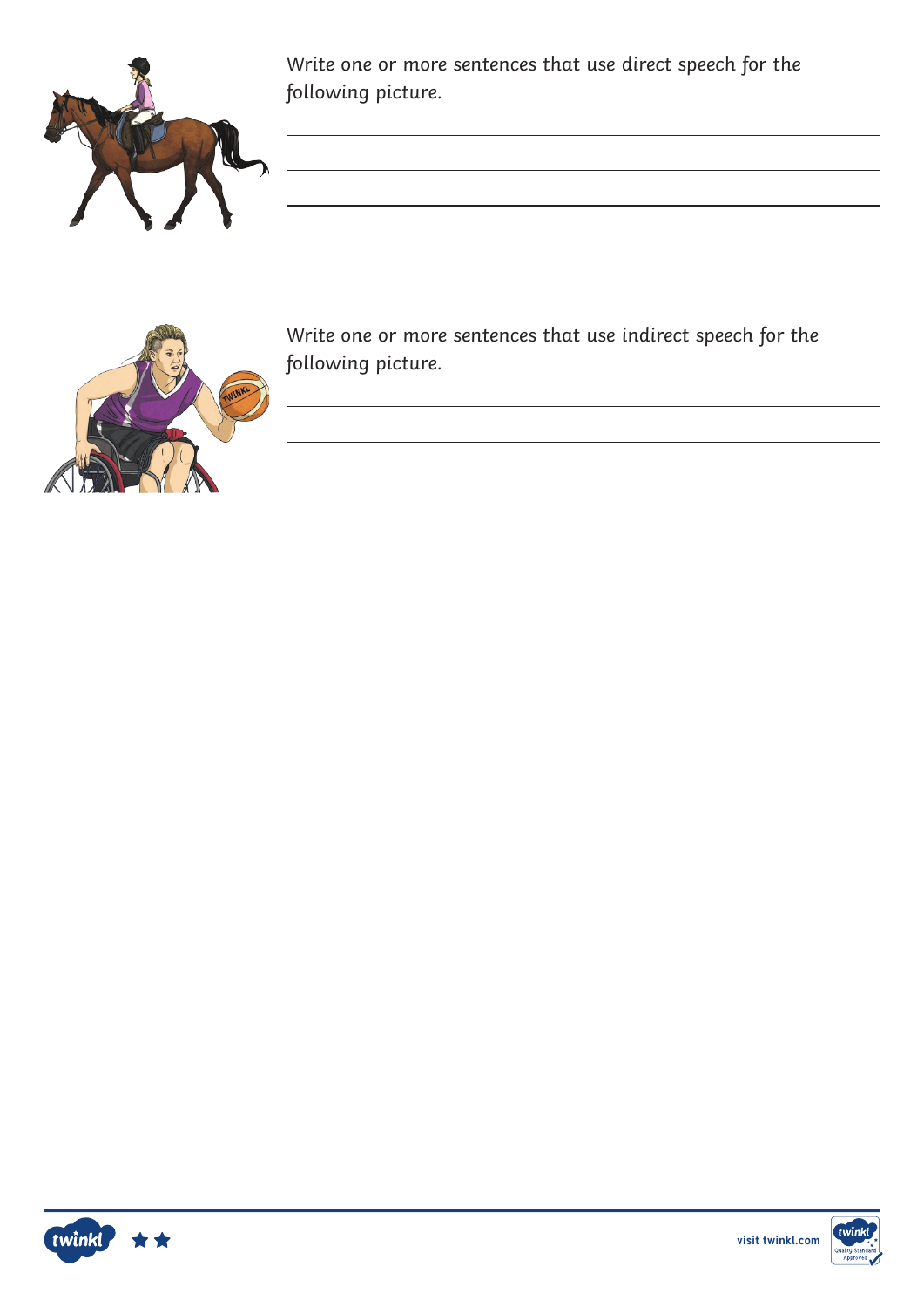Write one or more sentences that use direct speech for the following picture.

Write one or more sentences that use indirect speech for the following picture.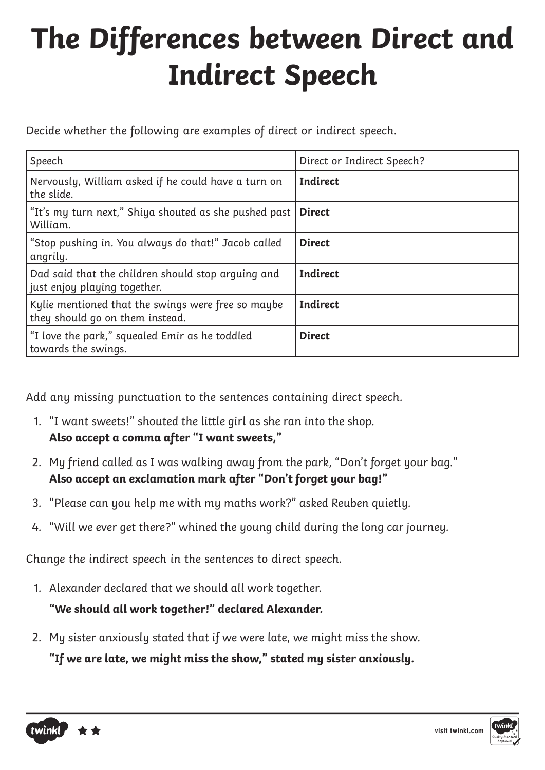# The Differences between Direct and Indirect Speech

Decide whether the following are examples of direct or indirect speech.

| Speech | Direct or Indirect Speech? |
|---|---|
| Nervously, William asked if he could have a turn on the slide. | **Indirect** |
| "It's my turn next," Shiya shouted as she pushed past William. | **Direct** |
| "Stop pushing in. You always do that!" Jacob called angrily. | **Direct** |
| Dad said that the children should stop arguing and just enjoy playing together. | **Indirect** |
| Kylie mentioned that the swings were free so maybe they should go on them instead. | **Indirect** |
| "I love the park," squealed Emir as he toddled towards the swings. | **Direct** |

Add any missing punctuation to the sentences containing direct speech.

1. "I want sweets!" shouted the little girl as she ran into the shop.
   **Also accept a comma after "I want sweets,"**
2. My friend called as I was walking away from the park, "Don't forget your bag."
   **Also accept an exclamation mark after "Don't forget your bag!"**
3. "Please can you help me with my maths work?" asked Reuben quietly.
4. "Will we ever get there?" whined the young child during the long car journey.

Change the indirect speech in the sentences to direct speech.

1. Alexander declared that we should all work together.

   **"We should all work together!" declared Alexander.**

2. My sister anxiously stated that if we were late, we might miss the show.

   **"If we are late, we might miss the show," stated my sister anxiously.**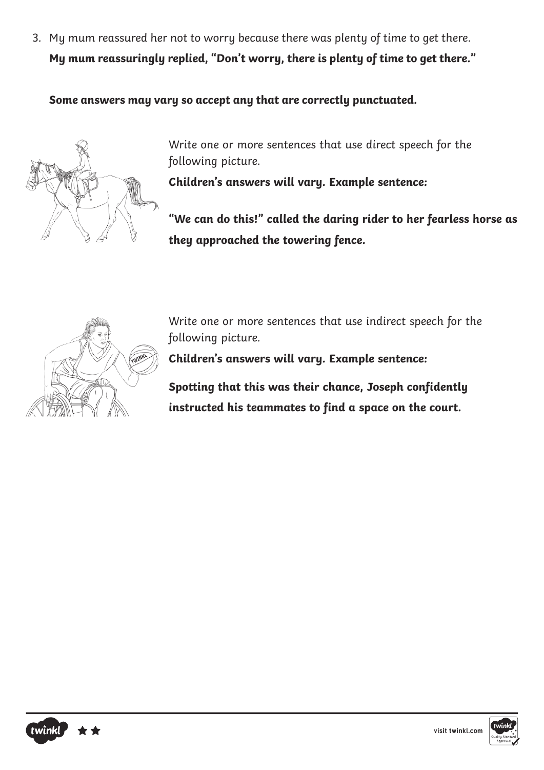3. My mum reassured her not to worry because there was plenty of time to get there.

   **My mum reassuringly replied, "Don't worry, there is plenty of time to get there."**

**Some answers may vary so accept any that are correctly punctuated.**

Write one or more sentences that use direct speech for the following picture.

**Children's answers will vary. Example sentence:**

**"We can do this!" called the daring rider to her fearless horse as they approached the towering fence.**

Write one or more sentences that use indirect speech for the following picture.

**Children's answers will vary. Example sentence:**

**Spotting that this was their chance, Joseph confidently instructed his teammates to find a space on the court.**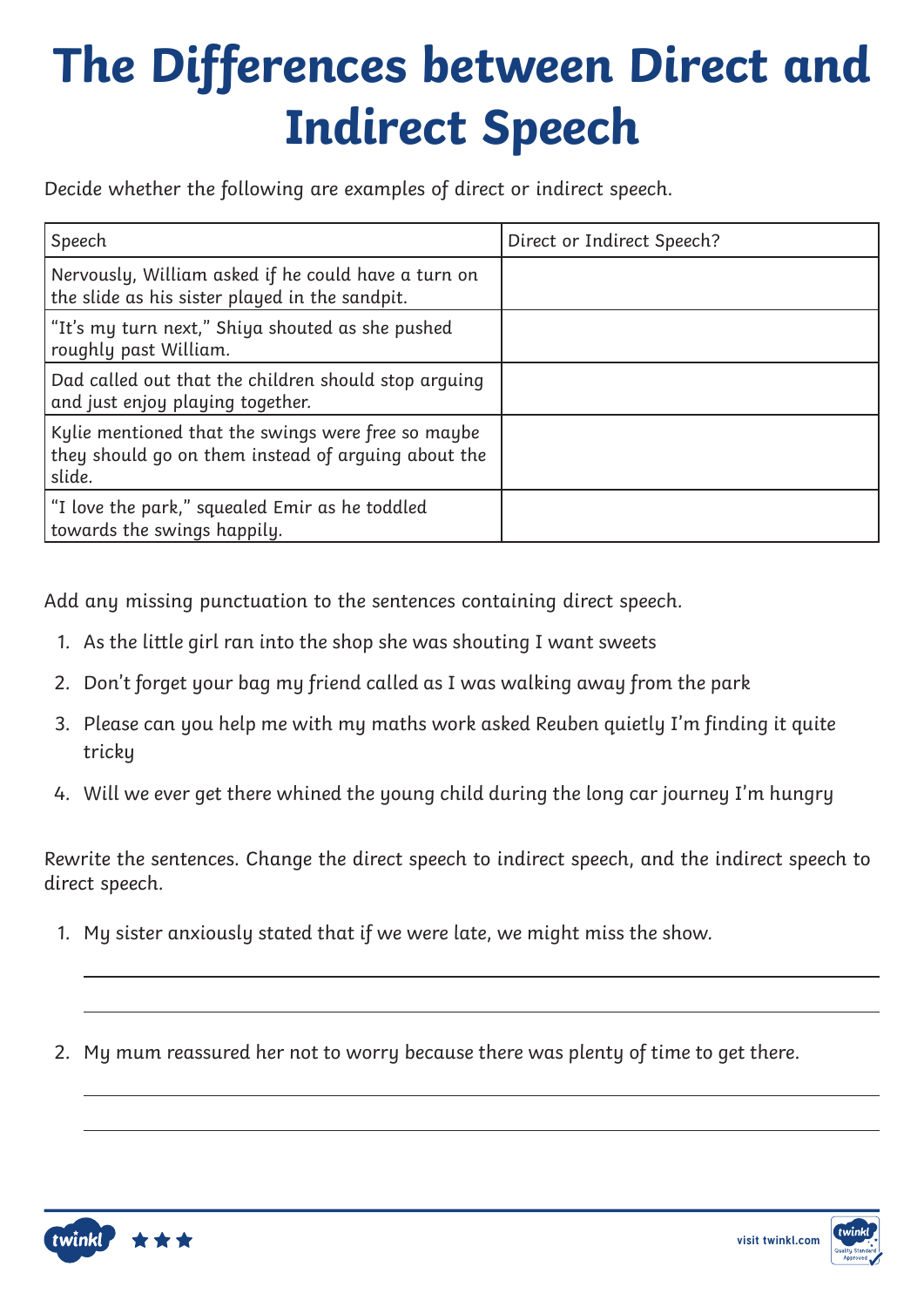# The Differences between Direct and Indirect Speech

Decide whether the following are examples of direct or indirect speech.

| Speech | Direct or Indirect Speech? |
| --- | --- |
| Nervously, William asked if he could have a turn on the slide as his sister played in the sandpit. | |
| "It's my turn next," Shiya shouted as she pushed roughly past William. | |
| Dad called out that the children should stop arguing and just enjoy playing together. | |
| Kylie mentioned that the swings were free so maybe they should go on them instead of arguing about the slide. | |
| "I love the park," squealed Emir as he toddled towards the swings happily. | |

Add any missing punctuation to the sentences containing direct speech.

1. As the little girl ran into the shop she was shouting I want sweets
2. Don't forget your bag my friend called as I was walking away from the park
3. Please can you help me with my maths work asked Reuben quietly I'm finding it quite tricky
4. Will we ever get there whined the young child during the long car journey I'm hungry

Rewrite the sentences. Change the direct speech to indirect speech, and the indirect speech to direct speech.

1. My sister anxiously stated that if we were late, we might miss the show.

2. My mum reassured her not to worry because there was plenty of time to get there.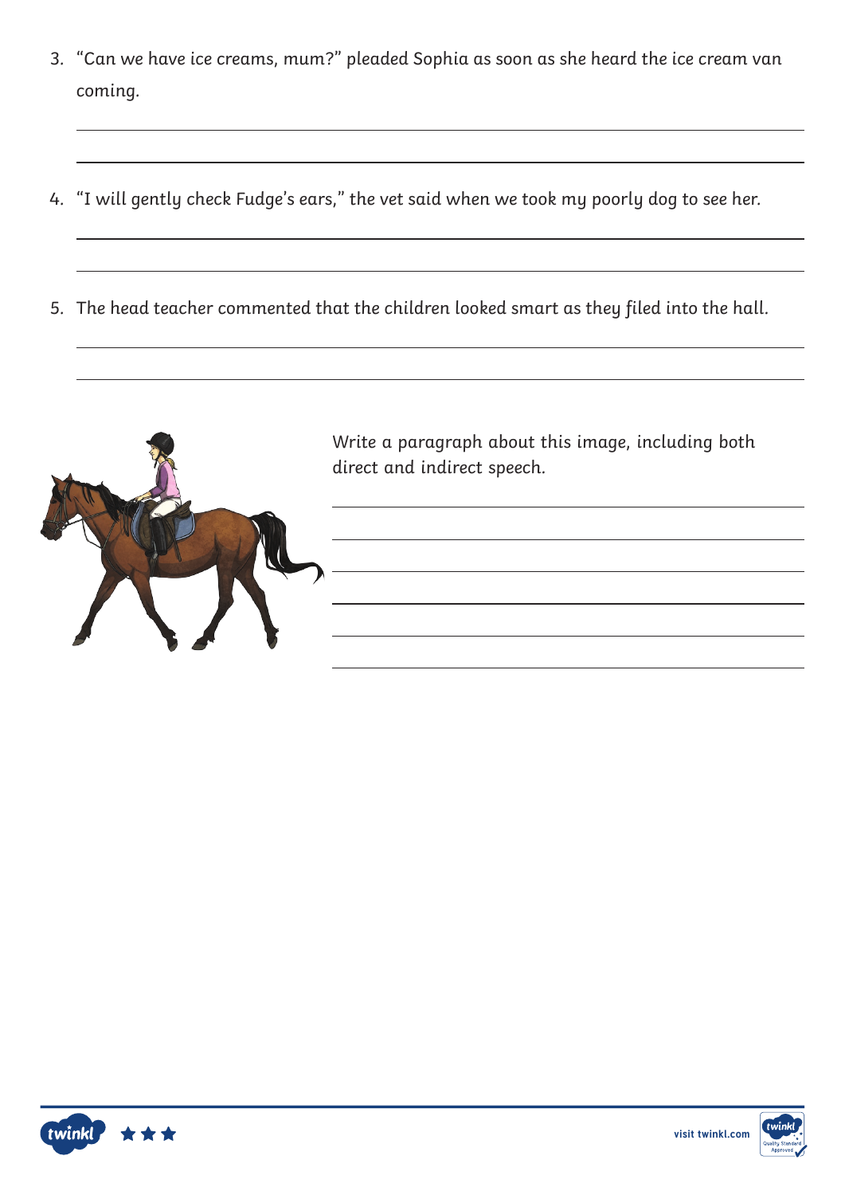3. “Can we have ice creams, mum?” pleaded Sophia as soon as she heard the ice cream van coming.

4. “I will gently check Fudge’s ears,” the vet said when we took my poorly dog to see her.

5. The head teacher commented that the children looked smart as they filed into the hall.

Write a paragraph about this image, including both direct and indirect speech.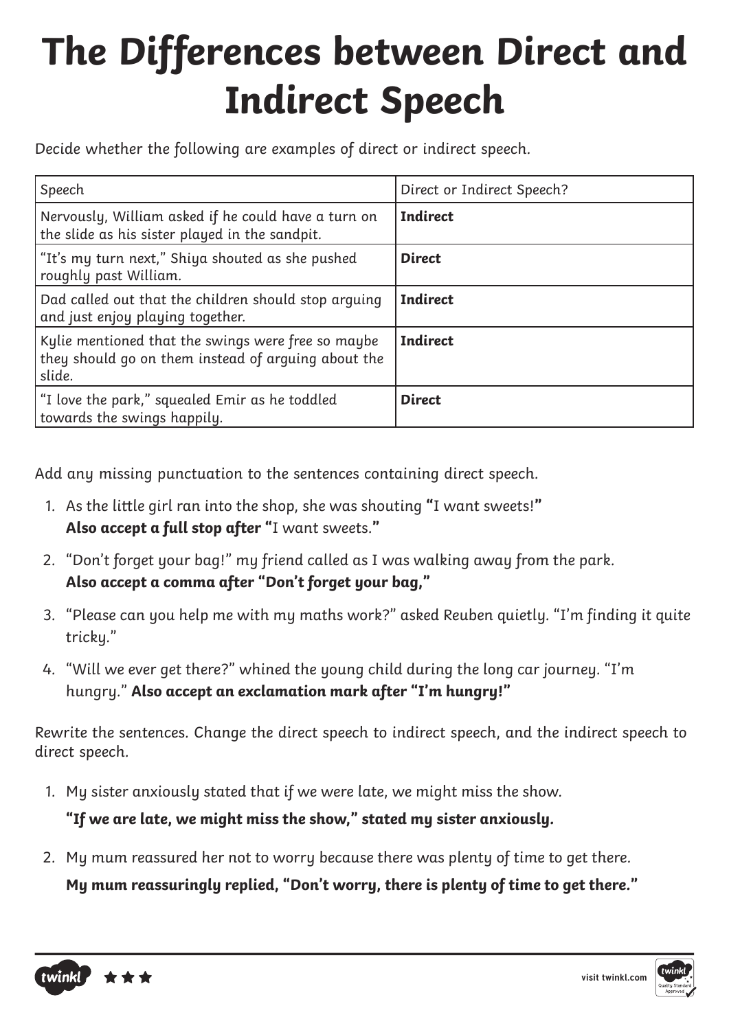# The Differences between Direct and Indirect Speech

Decide whether the following are examples of direct or indirect speech.

| Speech | Direct or Indirect Speech? |
|---|---|
| Nervously, William asked if he could have a turn on the slide as his sister played in the sandpit. | **Indirect** |
| "It's my turn next," Shiya shouted as she pushed roughly past William. | **Direct** |
| Dad called out that the children should stop arguing and just enjoy playing together. | **Indirect** |
| Kylie mentioned that the swings were free so maybe they should go on them instead of arguing about the slide. | **Indirect** |
| "I love the park," squealed Emir as he toddled towards the swings happily. | **Direct** |

Add any missing punctuation to the sentences containing direct speech.

1. As the little girl ran into the shop, she was shouting **"**I want sweets!**"**
   **Also accept a full stop after "**I want sweets.**"**
2. "Don't forget your bag!" my friend called as I was walking away from the park.
   **Also accept a comma after "Don't forget your bag,"**
3. "Please can you help me with my maths work?" asked Reuben quietly. "I'm finding it quite tricky."
4. "Will we ever get there?" whined the young child during the long car journey. "I'm hungry." **Also accept an exclamation mark after "I'm hungry!"**

Rewrite the sentences. Change the direct speech to indirect speech, and the indirect speech to direct speech.

1. My sister anxiously stated that if we were late, we might miss the show.

   **"If we are late, we might miss the show," stated my sister anxiously.**

2. My mum reassured her not to worry because there was plenty of time to get there.

   **My mum reassuringly replied, "Don't worry, there is plenty of time to get there."**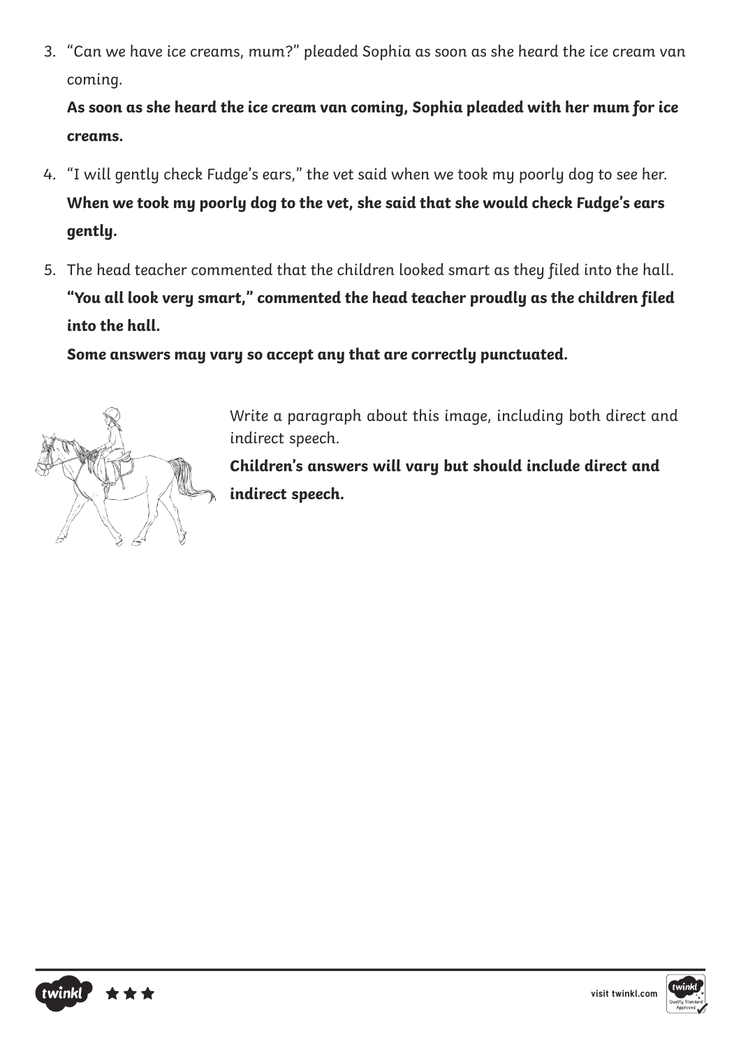3. "Can we have ice creams, mum?" pleaded Sophia as soon as she heard the ice cream van coming.

   **As soon as she heard the ice cream van coming, Sophia pleaded with her mum for ice creams.**

4. "I will gently check Fudge's ears," the vet said when we took my poorly dog to see her.

   **When we took my poorly dog to the vet, she said that she would check Fudge's ears gently.**

5. The head teacher commented that the children looked smart as they filed into the hall.

   **"You all look very smart," commented the head teacher proudly as the children filed into the hall.**

   **Some answers may vary so accept any that are correctly punctuated.**

Write a paragraph about this image, including both direct and indirect speech.

**Children's answers will vary but should include direct and indirect speech.**